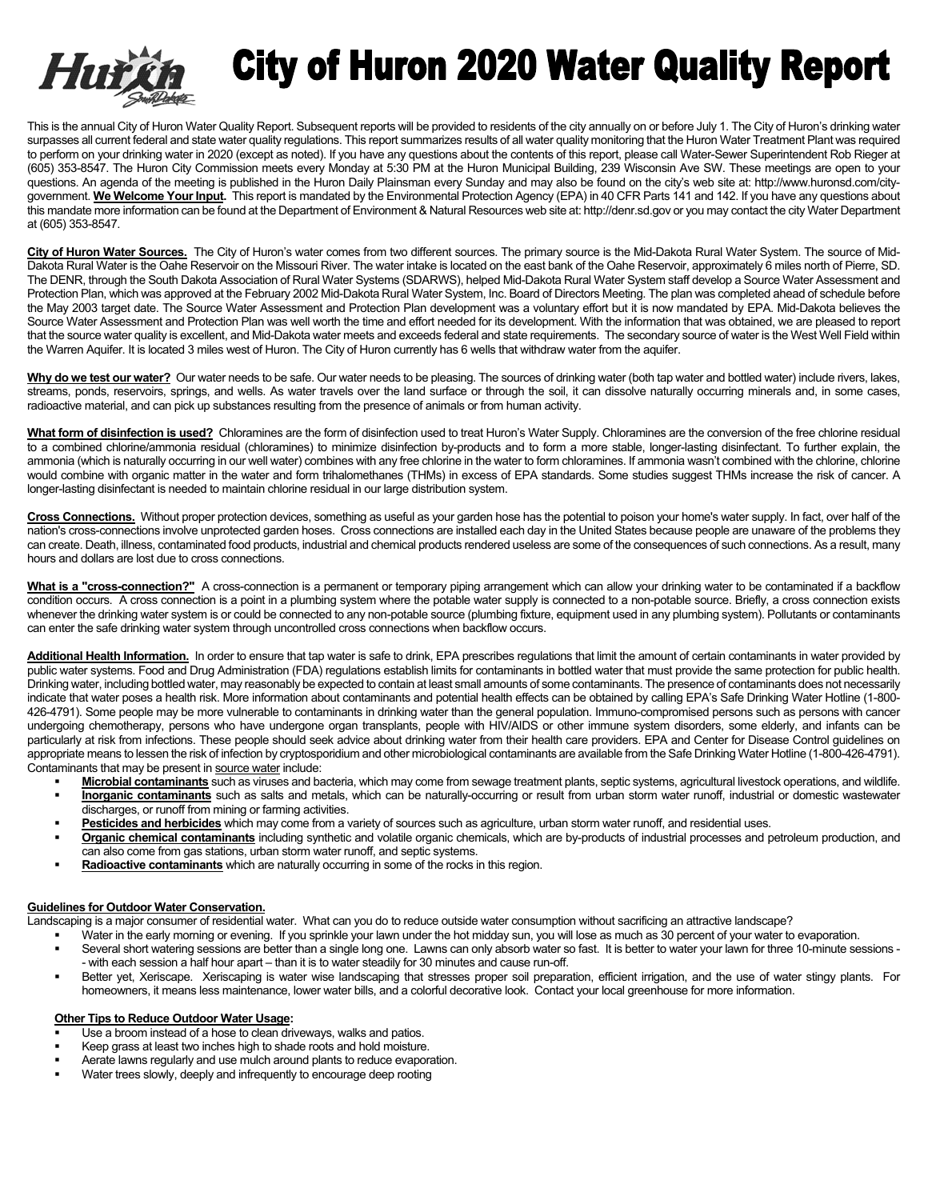# City of Huron 2020 Water Quality Report

This is the annual City of Huron Water Quality Report. Subsequent reports will be provided to residents of the city annually on or before July 1. The City of Huron's drinking water surpasses all current federal and state water quality regulations. This report summarizes results of all water quality monitoring that the Huron Water Treatment Plant was required to perform on your drinking water in 2020 (except as noted). If you have any questions about the contents of this report, please call Water-Sewer Superintendent Rob Rieger at (605) 353-8547. The Huron City Commission meets every Monday at 5:30 PM at the Huron Municipal Building, 239 Wisconsin Ave SW. These meetings are open to your questions. An agenda of the meeting is published in the Huron Daily Plainsman every Sunday and may also be found on the city's web site at: http://www.huronsd.com/city-government. **We Welcome Your Input.** This report is mandated by the Environmental Protection Agency (EPA) in 40 CFR Parts 141 and 142. If you have any questions about this mandate more information can be found at the Department of Environment & Natural Resources web site at: http://denr.sd.gov or you may contact the city Water Department at (605) 353-8547.

**City of Huron Water Sources.** The City of Huron's water comes from two different sources. The primary source is the Mid-Dakota Rural Water System. The source of Mid-Dakota Rural Water is the Oahe Reservoir on the Missouri River. The water intake is located on the east bank of the Oahe Reservoir, approximately 6 miles north of Pierre, SD. The DENR, through the South Dakota Association of Rural Water Systems (SDARWS), helped Mid-Dakota Rural Water System staff develop a Source Water Assessment and Protection Plan, which was approved at the February 2002 Mid-Dakota Rural Water System, Inc. Board of Directors Meeting. The plan was completed ahead of schedule before the May 2003 target date. The Source Water Assessment and Protection Plan development was a voluntary effort but it is now mandated by EPA. Mid-Dakota believes the Source Water Assessment and Protection Plan was well worth the time and effort needed for its development. With the information that was obtained, we are pleased to report that the source water quality is excellent, and Mid-Dakota water meets and exceeds federal and state requirements. The secondary source of water is the West Well Field within the Warren Aquifer. It is located 3 miles west of Huron. The City of Huron currently has 6 wells that withdraw water from the aquifer.

**Why do we test our water?** Our water needs to be safe. Our water needs to be pleasing. The sources of drinking water (both tap water and bottled water) include rivers, lakes, streams, ponds, reservoirs, springs, and wells. As water travels over the land surface or through the soil, it can dissolve naturally occurring minerals and, in some cases, radioactive material, and can pick up substances resulting from the presence of animals or from human activity.

**What form of disinfection is used?** Chloramines are the form of disinfection used to treat Huron's Water Supply. Chloramines are the conversion of the free chlorine residual to a combined chlorine/ammonia residual (chloramines) to minimize disinfection by-products and to form a more stable, longer-lasting disinfectant. To further explain, the ammonia (which is naturally occurring in our well water) combines with any free chlorine in the water to form chloramines. If ammonia wasn't combined with the chlorine, chlorine would combine with organic matter in the water and form trihalomethanes (THMs) in excess of EPA standards. Some studies suggest THMs increase the risk of cancer. A longer-lasting disinfectant is needed to maintain chlorine residual in our large distribution system.

**Cross Connections.** Without proper protection devices, something as useful as your garden hose has the potential to poison your home's water supply. In fact, over half of the nation's cross-connections involve unprotected garden hoses. Cross connections are installed each day in the United States because people are unaware of the problems they can create. Death, illness, contaminated food products, industrial and chemical products rendered useless are some of the consequences of such connections. As a result, many hours and dollars are lost due to cross connections.

**What is a "cross-connection?"** A cross-connection is a permanent or temporary piping arrangement which can allow your drinking water to be contaminated if a backflow condition occurs. A cross connection is a point in a plumbing system where the potable water supply is connected to a non-potable source. Briefly, a cross connection exists whenever the drinking water system is or could be connected to any non-potable source (plumbing fixture, equipment used in any plumbing system). Pollutants or contaminants can enter the safe drinking water system through uncontrolled cross connections when backflow occurs.

**Additional Health Information.** In order to ensure that tap water is safe to drink, EPA prescribes regulations that limit the amount of certain contaminants in water provided by public water systems. Food and Drug Administration (FDA) regulations establish limits for contaminants in bottled water that must provide the same protection for public health. Drinking water, including bottled water, may reasonably be expected to contain at least small amounts of some contaminants. The presence of contaminants does not necessarily indicate that water poses a health risk. More information about contaminants and potential health effects can be obtained by calling EPA's Safe Drinking Water Hotline (1-800-426-4791). Some people may be more vulnerable to contaminants in drinking water than the general population. Immuno-compromised persons such as persons with cancer undergoing chemotherapy, persons who have undergone organ transplants, people with HIV/AIDS or other immune system disorders, some elderly, and infants can be particularly at risk from infections. These people should seek advice about drinking water from their health care providers. EPA and Center for Disease Control guidelines on appropriate means to lessen the risk of infection by cryptosporidium and other microbiological contaminants are available from the Safe Drinking Water Hotline (1-800-426-4791). Contaminants that may be present in source water include:

- **Microbial contaminants** such as viruses and bacteria, which may come from sewage treatment plants, septic systems, agricultural livestock operations, and wildlife.
- **Inorganic contaminants** such as salts and metals, which can be naturally-occurring or result from urban storm water runoff, industrial or domestic wastewater discharges, or runoff from mining or farming activities.
- **Pesticides and herbicides** which may come from a variety of sources such as agriculture, urban storm water runoff, and residential uses.
- **Organic chemical contaminants** including synthetic and volatile organic chemicals, which are by-products of industrial processes and petroleum production, and can also come from gas stations, urban storm water runoff, and septic systems.
- **Radioactive contaminants** which are naturally occurring in some of the rocks in this region.

**Guidelines for Outdoor Water Conservation.**

Landscaping is a major consumer of residential water. What can you do to reduce outside water consumption without sacrificing an attractive landscape?

- Water in the early morning or evening. If you sprinkle your lawn under the hot midday sun, you will lose as much as 30 percent of your water to evaporation.
- Several short watering sessions are better than a single long one. Lawns can only absorb water so fast. It is better to water your lawn for three 10-minute sessions -- with each session a half hour apart – than it is to water steadily for 30 minutes and cause run-off.
- Better yet, Xeriscape. Xeriscaping is water wise landscaping that stresses proper soil preparation, efficient irrigation, and the use of water stingy plants. For homeowners, it means less maintenance, lower water bills, and a colorful decorative look. Contact your local greenhouse for more information.

**Other Tips to Reduce Outdoor Water Usage:**

- Use a broom instead of a hose to clean driveways, walks and patios.
- Keep grass at least two inches high to shade roots and hold moisture.
- Aerate lawns regularly and use mulch around plants to reduce evaporation.
- Water trees slowly, deeply and infrequently to encourage deep rooting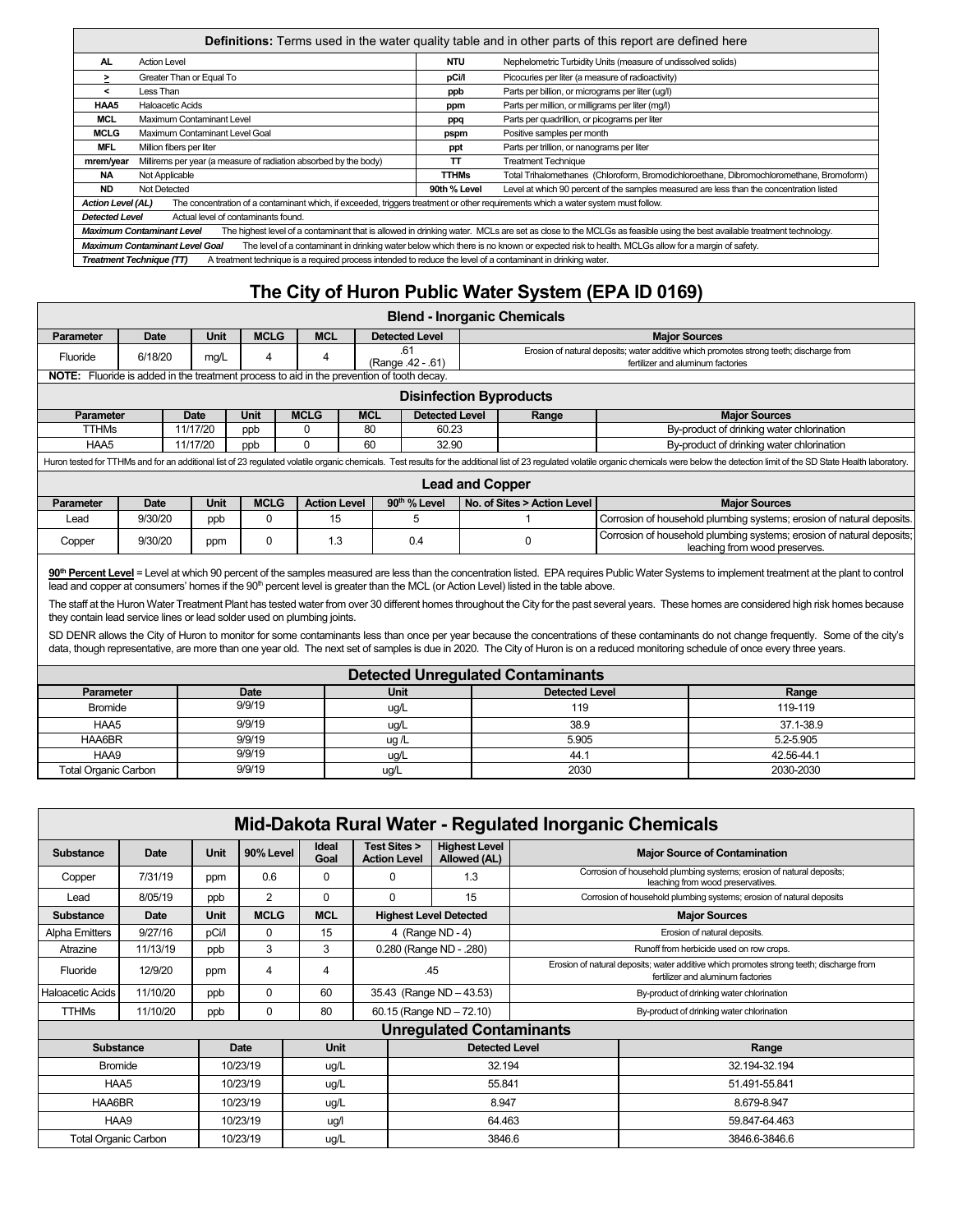**Definitions:** Terms used in the water quality table and in other parts of this report are defined here

| | | | |
|---|---|---|---|
| **AL** | Action Level | **NTU** | Nephelometric Turbidity Units (measure of undissolved solids) |
| **≥** | Greater Than or Equal To | **pCi/l** | Picocuries per liter (a measure of radioactivity) |
| **<** | Less Than | **ppb** | Parts per billion, or micrograms per liter (ug/l) |
| **HAA5** | Haloacetic Acids | **ppm** | Parts per million, or milligrams per liter (mg/l) |
| **MCL** | Maximum Contaminant Level | **ppq** | Parts per quadrillion, or picograms per liter |
| **MCLG** | Maximum Contaminant Level Goal | **pspm** | Positive samples per month |
| **MFL** | Million fibers per liter | **ppt** | Parts per trillion, or nanograms per liter |
| **mrem/year** | Millirems per year (a measure of radiation absorbed by the body) | **TT** | Treatment Technique |
| **NA** | Not Applicable | **TTHMs** | Total Trihalomethanes (Chloroform, Bromodichloroethane, Dibromochloromethane, Bromoform) |
| **ND** | Not Detected | **90th % Level** | Level at which 90 percent of the samples measured are less than the concentration listed |

***Action Level (AL)*** The concentration of a contaminant which, if exceeded, triggers treatment or other requirements which a water system must follow.

***Detected Level*** Actual level of contaminants found.

***Maximum Contaminant Level*** The highest level of a contaminant that is allowed in drinking water. MCLs are set as close to the MCLGs as feasible using the best available treatment technology.

***Maximum Contaminant Level Goal*** The level of a contaminant in drinking water below which there is no known or expected risk to health. MCLGs allow for a margin of safety.

***Treatment Technique (TT)*** A treatment technique is a required process intended to reduce the level of a contaminant in drinking water.

# The City of Huron Public Water System (EPA ID 0169)

## Blend - Inorganic Chemicals

| Parameter | Date | Unit | MCLG | MCL | Detected Level | Major Sources |
|---|---|---|---|---|---|---|
| Fluoride | 6/18/20 | mg/L | 4 | 4 | .61 (Range .42 - .61) | Erosion of natural deposits; water additive which promotes strong teeth; discharge from fertilizer and aluminum factories |

**NOTE:** Fluoride is added in the treatment process to aid in the prevention of tooth decay.

## Disinfection Byproducts

| Parameter | Date | Unit | MCLG | MCL | Detected Level | Range | Major Sources |
|---|---|---|---|---|---|---|---|
| TTHMs | 11/17/20 | ppb | 0 | 80 | 60.23 | | By-product of drinking water chlorination |
| HAA5 | 11/17/20 | ppb | 0 | 60 | 32.90 | | By-product of drinking water chlorination |

Huron tested for TTHMs and for an additional list of 23 regulated volatile organic chemicals. Test results for the additional list of 23 regulated volatile organic chemicals were below the detection limit of the SD State Health laboratory.

## Lead and Copper

| Parameter | Date | Unit | MCLG | Action Level | 90th % Level | No. of Sites > Action Level | Major Sources |
|---|---|---|---|---|---|---|---|
| Lead | 9/30/20 | ppb | 0 | 15 | 5 | 1 | Corrosion of household plumbing systems; erosion of natural deposits. |
| Copper | 9/30/20 | ppm | 0 | 1.3 | 0.4 | 0 | Corrosion of household plumbing systems; erosion of natural deposits; leaching from wood preserves. |

**90th Percent Level** = Level at which 90 percent of the samples measured are less than the concentration listed. EPA requires Public Water Systems to implement treatment at the plant to control lead and copper at consumers' homes if the 90th percent level is greater than the MCL (or Action Level) listed in the table above.

The staff at the Huron Water Treatment Plant has tested water from over 30 different homes throughout the City for the past several years. These homes are considered high risk homes because they contain lead service lines or lead solder used on plumbing joints.

SD DENR allows the City of Huron to monitor for some contaminants less than once per year because the concentrations of these contaminants do not change frequently. Some of the city's data, though representative, are more than one year old. The next set of samples is due in 2020. The City of Huron is on a reduced monitoring schedule of once every three years.

## Detected Unregulated Contaminants

| Parameter | Date | Unit | Detected Level | Range |
|---|---|---|---|---|
| Bromide | 9/9/19 | ug/L | 119 | 119-119 |
| HAA5 | 9/9/19 | ug/L | 38.9 | 37.1-38.9 |
| HAA6BR | 9/9/19 | ug /L | 5.905 | 5.2-5.905 |
| HAA9 | 9/9/19 | ug/L | 44.1 | 42.56-44.1 |
| Total Organic Carbon | 9/9/19 | ug/L | 2030 | 2030-2030 |

# Mid-Dakota Rural Water - Regulated Inorganic Chemicals

| Substance | Date | Unit | 90% Level | Ideal Goal | Test Sites > Action Level | Highest Level Allowed (AL) | Major Source of Contamination |
|---|---|---|---|---|---|---|---|
| Copper | 7/31/19 | ppm | 0.6 | 0 | 0 | 1.3 | Corrosion of household plumbing systems; erosion of natural deposits; leaching from wood preservatives. |
| Lead | 8/05/19 | ppb | 2 | 0 | 0 | 15 | Corrosion of household plumbing systems; erosion of natural deposits |
| **Substance** | **Date** | **Unit** | **MCLG** | **MCL** | **Highest Level Detected** | | **Major Sources** |
| Alpha Emitters | 9/27/16 | pCi/l | 0 | 15 | 4 (Range ND - 4) | | Erosion of natural deposits. |
| Atrazine | 11/13/19 | ppb | 3 | 3 | 0.280 (Range ND - .280) | | Runoff from herbicide used on row crops. |
| Fluoride | 12/9/20 | ppm | 4 | 4 | .45 | | Erosion of natural deposits; water additive which promotes strong teeth; discharge from fertilizer and aluminum factories |
| Haloacetic Acids | 11/10/20 | ppb | 0 | 60 | 35.43 (Range ND – 43.53) | | By-product of drinking water chlorination |
| TTHMs | 11/10/20 | ppb | 0 | 80 | 60.15 (Range ND – 72.10) | | By-product of drinking water chlorination |

## Unregulated Contaminants

| Substance | Date | Unit | Detected Level | Range |
|---|---|---|---|---|
| Bromide | 10/23/19 | ug/L | 32.194 | 32.194-32.194 |
| HAA5 | 10/23/19 | ug/L | 55.841 | 51.491-55.841 |
| HAA6BR | 10/23/19 | ug/L | 8.947 | 8.679-8.947 |
| HAA9 | 10/23/19 | ug/l | 64.463 | 59.847-64.463 |
| Total Organic Carbon | 10/23/19 | ug/L | 3846.6 | 3846.6-3846.6 |